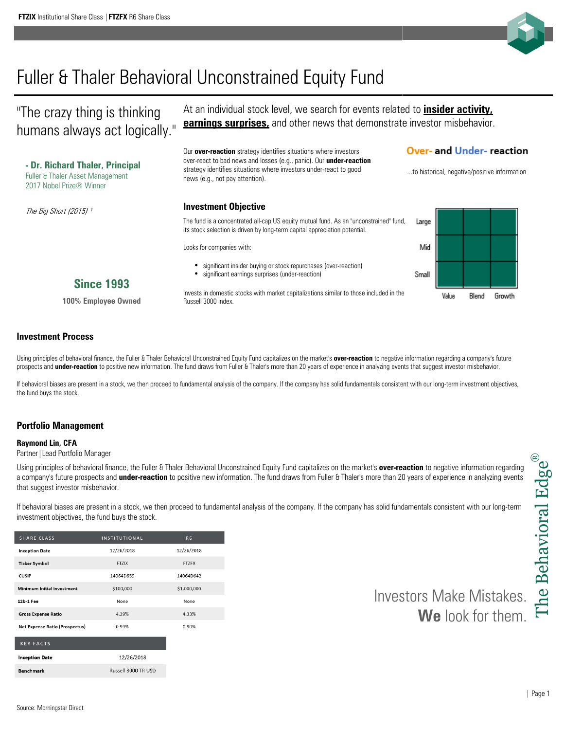**FTZIX** Institutional Share Class | **FTZFX** R6 Share Class

# Fuller & Thaler Behavioral Unconstrained Equity Fund

"The crazy thing is thinking humans always act logically."

**- Dr. Richard Thaler, Principal**
Fuller & Thaler Asset Management
2017 Nobel Prize® Winner

*The Big Short (2015)* [1]

**Since 1993**

**100% Employee Owned**

At an individual stock level, we search for events related to **insider activity, earnings surprises,** and other news that demonstrate investor misbehavior.

Our **over-reaction** strategy identifies situations where investors over-react to bad news and losses (e.g., panic). Our **under-reaction** strategy identifies situations where investors under-react to good news (e.g., not pay attention).

**Over- and Under- reaction**

...to historical, negative/positive information

### Investment Objective

The fund is a concentrated all-cap US equity mutual fund. As an "unconstrained" fund, its stock selection is driven by long-term capital appreciation potential.

Looks for companies with:

- significant insider buying or stock repurchases (over-reaction)
- significant earnings surprises (under-reaction)

Invests in domestic stocks with market capitalizations similar to those included in the Russell 3000 Index.

| | Value | Blend | Growth |
|---|---|---|---|
| Large | | | |
| Mid | | | |
| Small | | | |

### Investment Process

Using principles of behavioral finance, the Fuller & Thaler Behavioral Unconstrained Equity Fund capitalizes on the market's **over-reaction** to negative information regarding a company's future prospects and **under-reaction** to positive new information. The fund draws from Fuller & Thaler's more than 20 years of experience in analyzing events that suggest investor misbehavior.

If behavioral biases are present in a stock, we then proceed to fundamental analysis of the company. If the company has solid fundamentals consistent with our long-term investment objectives, the fund buys the stock.

### Portfolio Management

**Raymond Lin, CFA**
Partner | Lead Portfolio Manager

Using principles of behavioral finance, the Fuller & Thaler Behavioral Unconstrained Equity Fund capitalizes on the market's **over-reaction** to negative information regarding a company's future prospects and **under-reaction** to positive new information. The fund draws from Fuller & Thaler's more than 20 years of experience in analyzing events that suggest investor misbehavior.

If behavioral biases are present in a stock, we then proceed to fundamental analysis of the company. If the company has solid fundamentals consistent with our long-term investment objectives, the fund buys the stock.

| SHARE CLASS | INSTITUTIONAL | R6 |
|---|---|---|
| Inception Date | 12/26/2018 | 12/26/2018 |
| Ticker Symbol | FTZIX | FTZFX |
| CUSIP | 14064D659 | 14064D642 |
| Minimum Initial Investment | $100,000 | $1,000,000 |
| 12b-1 Fee | None | None |
| Gross Expense Ratio | 4.39% | 4.33% |
| Net Expense Ratio (Prospectus) | 0.99% | 0.90% |

| KEY FACTS | |
|---|---|
| Inception Date | 12/26/2018 |
| Benchmark | Russell 3000 TR USD |

Investors Make Mistakes.
**We** look for them.

The Behavioral Edge®

Source: Morningstar Direct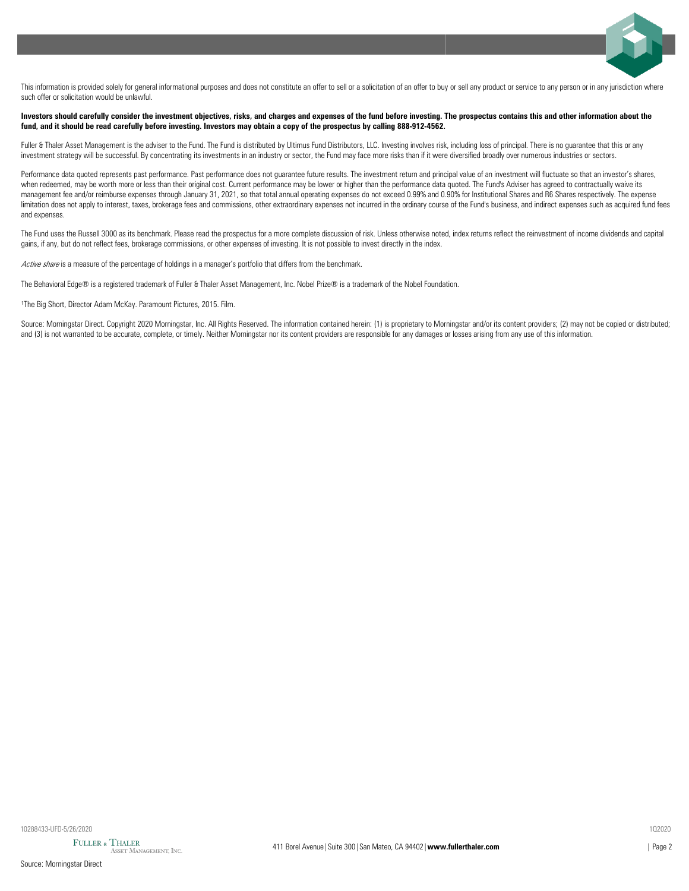This information is provided solely for general informational purposes and does not constitute an offer to sell or a solicitation of an offer to buy or sell any product or service to any person or in any jurisdiction where such offer or solicitation would be unlawful.

**Investors should carefully consider the investment objectives, risks, and charges and expenses of the fund before investing. The prospectus contains this and other information about the fund, and it should be read carefully before investing. Investors may obtain a copy of the prospectus by calling 888-912-4562.**

Fuller & Thaler Asset Management is the adviser to the Fund. The Fund is distributed by Ultimus Fund Distributors, LLC. Investing involves risk, including loss of principal. There is no guarantee that this or any investment strategy will be successful. By concentrating its investments in an industry or sector, the Fund may face more risks than if it were diversified broadly over numerous industries or sectors.

Performance data quoted represents past performance. Past performance does not guarantee future results. The investment return and principal value of an investment will fluctuate so that an investor's shares, when redeemed, may be worth more or less than their original cost. Current performance may be lower or higher than the performance data quoted. The Fund's Adviser has agreed to contractually waive its management fee and/or reimburse expenses through January 31, 2021, so that total annual operating expenses do not exceed 0.99% and 0.90% for Institutional Shares and R6 Shares respectively. The expense limitation does not apply to interest, taxes, brokerage fees and commissions, other extraordinary expenses not incurred in the ordinary course of the Fund's business, and indirect expenses such as acquired fund fees and expenses.

The Fund uses the Russell 3000 as its benchmark. Please read the prospectus for a more complete discussion of risk. Unless otherwise noted, index returns reflect the reinvestment of income dividends and capital gains, if any, but do not reflect fees, brokerage commissions, or other expenses of investing. It is not possible to invest directly in the index.

*Active share* is a measure of the percentage of holdings in a manager's portfolio that differs from the benchmark.

The Behavioral Edge® is a registered trademark of Fuller & Thaler Asset Management, Inc. Nobel Prize® is a trademark of the Nobel Foundation.

[1]The Big Short, Director Adam McKay. Paramount Pictures, 2015. Film.

Source: Morningstar Direct. Copyright 2020 Morningstar, Inc. All Rights Reserved. The information contained herein: (1) is proprietary to Morningstar and/or its content providers; (2) may not be copied or distributed; and (3) is not warranted to be accurate, complete, or timely. Neither Morningstar nor its content providers are responsible for any damages or losses arising from any use of this information.

10288433-UFD-5/26/2020

1Q2020

FULLER & THALER ASSET MANAGEMENT, INC.

411 Borel Avenue | Suite 300 | San Mateo, CA 94402 | **www.fullerthaler.com**

Source: Morningstar Direct